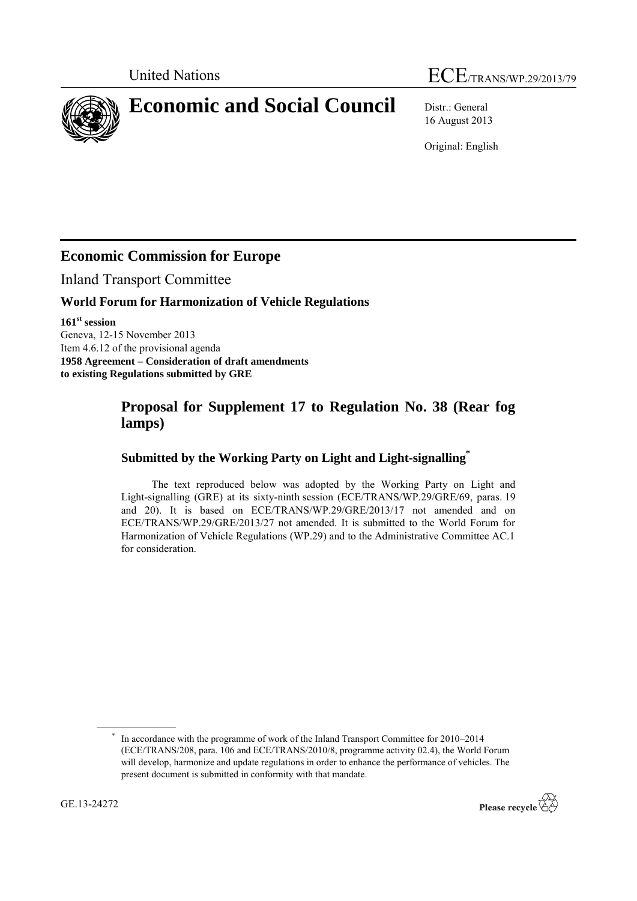United Nations

# ECE/TRANS/WP.29/2013/79

# Economic and Social Council

Distr.: General
16 August 2013

Original: English

## Economic Commission for Europe

Inland Transport Committee

### World Forum for Harmonization of Vehicle Regulations

**161st session**
Geneva, 12-15 November 2013
Item 4.6.12 of the provisional agenda
**1958 Agreement – Consideration of draft amendments to existing Regulations submitted by GRE**

## Proposal for Supplement 17 to Regulation No. 38 (Rear fog lamps)

### Submitted by the Working Party on Light and Light-signalling*

The text reproduced below was adopted by the Working Party on Light and Light-signalling (GRE) at its sixty-ninth session (ECE/TRANS/WP.29/GRE/69, paras. 19 and 20). It is based on ECE/TRANS/WP.29/GRE/2013/17 not amended and on ECE/TRANS/WP.29/GRE/2013/27 not amended. It is submitted to the World Forum for Harmonization of Vehicle Regulations (WP.29) and to the Administrative Committee AC.1 for consideration.

\* In accordance with the programme of work of the Inland Transport Committee for 2010–2014 (ECE/TRANS/208, para. 106 and ECE/TRANS/2010/8, programme activity 02.4), the World Forum will develop, harmonize and update regulations in order to enhance the performance of vehicles. The present document is submitted in conformity with that mandate.

GE.13-24272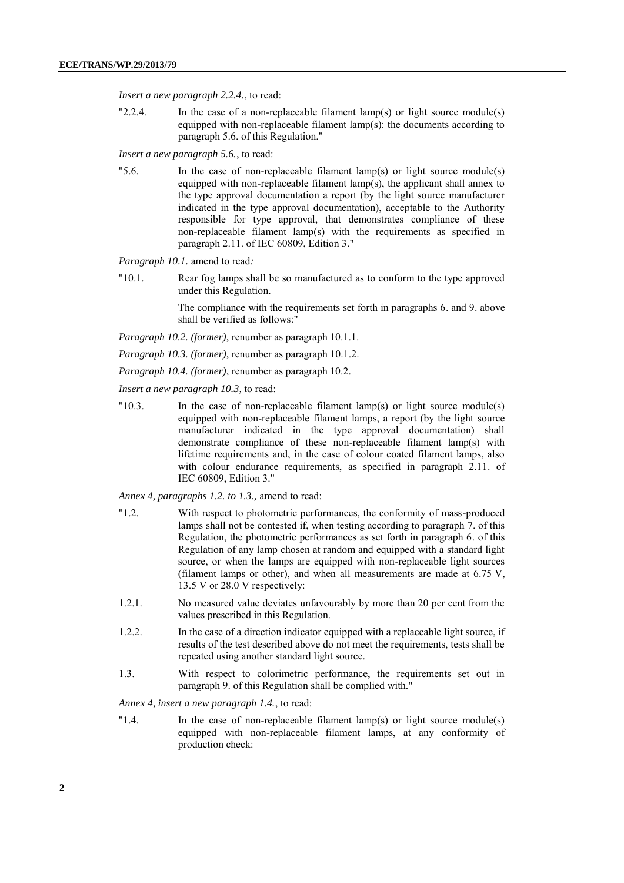*Insert a new paragraph 2.2.4.*, to read:

"2.2.4. In the case of a non-replaceable filament lamp(s) or light source module(s) equipped with non-replaceable filament lamp(s): the documents according to paragraph 5.6. of this Regulation."

*Insert a new paragraph 5.6.*, to read:

"5.6. In the case of non-replaceable filament lamp(s) or light source module(s) equipped with non-replaceable filament lamp(s), the applicant shall annex to the type approval documentation a report (by the light source manufacturer indicated in the type approval documentation), acceptable to the Authority responsible for type approval, that demonstrates compliance of these non-replaceable filament lamp(s) with the requirements as specified in paragraph 2.11. of IEC 60809, Edition 3."

*Paragraph 10.1.* amend to read*:*

"10.1. Rear fog lamps shall be so manufactured as to conform to the type approved under this Regulation.

The compliance with the requirements set forth in paragraphs 6. and 9. above shall be verified as follows:"

*Paragraph 10.2. (former)*, renumber as paragraph 10.1.1.

*Paragraph 10.3. (former)*, renumber as paragraph 10.1.2.

*Paragraph 10.4. (former)*, renumber as paragraph 10.2.

*Insert a new paragraph 10.3,* to read:

"10.3. In the case of non-replaceable filament lamp(s) or light source module(s) equipped with non-replaceable filament lamps, a report (by the light source manufacturer indicated in the type approval documentation) shall demonstrate compliance of these non-replaceable filament lamp(s) with lifetime requirements and, in the case of colour coated filament lamps, also with colour endurance requirements, as specified in paragraph 2.11. of IEC 60809, Edition 3."

*Annex 4, paragraphs 1.2. to 1.3.,* amend to read:

"1.2. With respect to photometric performances, the conformity of mass-produced lamps shall not be contested if, when testing according to paragraph 7. of this Regulation, the photometric performances as set forth in paragraph 6. of this Regulation of any lamp chosen at random and equipped with a standard light source, or when the lamps are equipped with non-replaceable light sources (filament lamps or other), and when all measurements are made at 6.75 V, 13.5 V or 28.0 V respectively:

1.2.1. No measured value deviates unfavourably by more than 20 per cent from the values prescribed in this Regulation.

1.2.2. In the case of a direction indicator equipped with a replaceable light source, if results of the test described above do not meet the requirements, tests shall be repeated using another standard light source.

1.3. With respect to colorimetric performance, the requirements set out in paragraph 9. of this Regulation shall be complied with."

*Annex 4, insert a new paragraph 1.4.*, to read:

"1.4. In the case of non-replaceable filament lamp(s) or light source module(s) equipped with non-replaceable filament lamps, at any conformity of production check: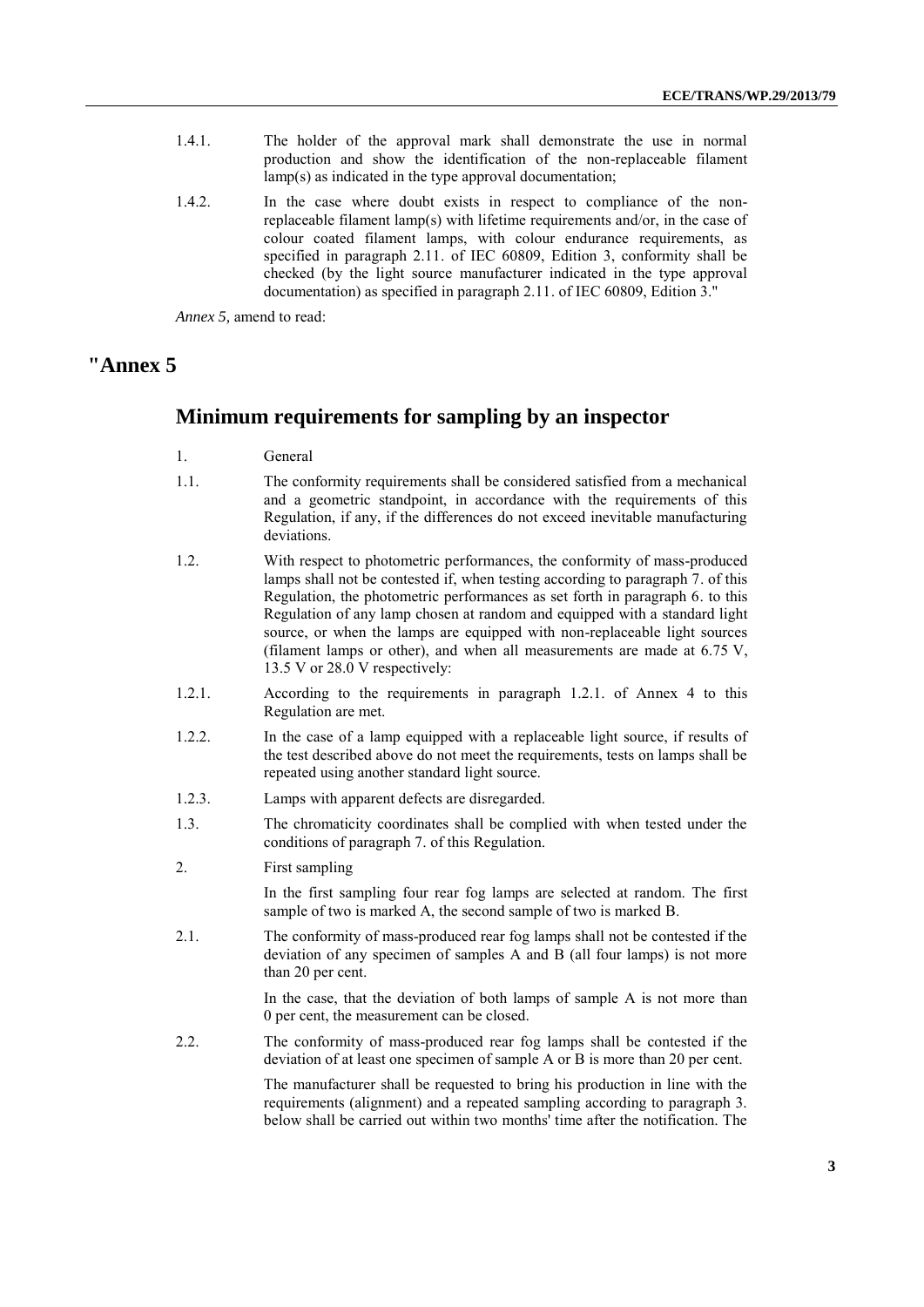1.4.1. The holder of the approval mark shall demonstrate the use in normal production and show the identification of the non-replaceable filament lamp(s) as indicated in the type approval documentation;

1.4.2. In the case where doubt exists in respect to compliance of the non-replaceable filament lamp(s) with lifetime requirements and/or, in the case of colour coated filament lamps, with colour endurance requirements, as specified in paragraph 2.11. of IEC 60809, Edition 3, conformity shall be checked (by the light source manufacturer indicated in the type approval documentation) as specified in paragraph 2.11. of IEC 60809, Edition 3."

*Annex 5,* amend to read:

# "Annex 5

## Minimum requirements for sampling by an inspector

1. General

1.1. The conformity requirements shall be considered satisfied from a mechanical and a geometric standpoint, in accordance with the requirements of this Regulation, if any, if the differences do not exceed inevitable manufacturing deviations.

1.2. With respect to photometric performances, the conformity of mass-produced lamps shall not be contested if, when testing according to paragraph 7. of this Regulation, the photometric performances as set forth in paragraph 6. to this Regulation of any lamp chosen at random and equipped with a standard light source, or when the lamps are equipped with non-replaceable light sources (filament lamps or other), and when all measurements are made at 6.75 V, 13.5 V or 28.0 V respectively:

1.2.1. According to the requirements in paragraph 1.2.1. of Annex 4 to this Regulation are met.

1.2.2. In the case of a lamp equipped with a replaceable light source, if results of the test described above do not meet the requirements, tests on lamps shall be repeated using another standard light source.

1.2.3. Lamps with apparent defects are disregarded.

1.3. The chromaticity coordinates shall be complied with when tested under the conditions of paragraph 7. of this Regulation.

2. First sampling

In the first sampling four rear fog lamps are selected at random. The first sample of two is marked A, the second sample of two is marked B.

2.1. The conformity of mass-produced rear fog lamps shall not be contested if the deviation of any specimen of samples A and B (all four lamps) is not more than 20 per cent.

In the case, that the deviation of both lamps of sample A is not more than 0 per cent, the measurement can be closed.

2.2. The conformity of mass-produced rear fog lamps shall be contested if the deviation of at least one specimen of sample A or B is more than 20 per cent.

The manufacturer shall be requested to bring his production in line with the requirements (alignment) and a repeated sampling according to paragraph 3. below shall be carried out within two months' time after the notification. The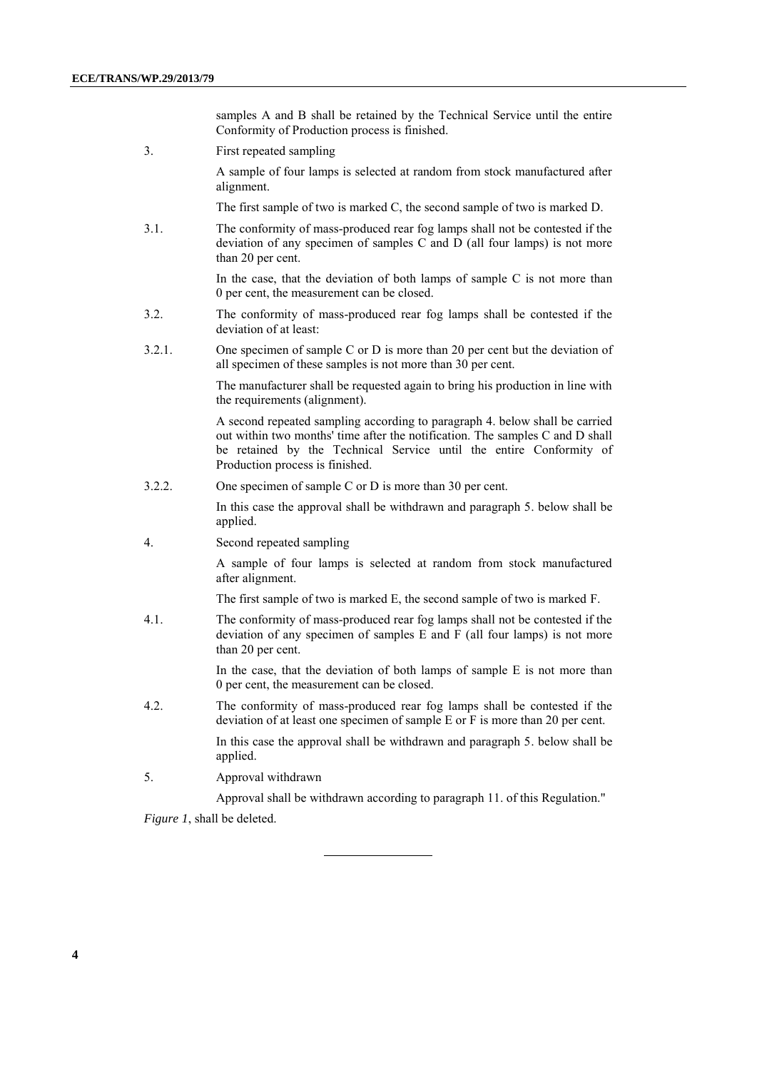samples A and B shall be retained by the Technical Service until the entire Conformity of Production process is finished.

3. First repeated sampling

A sample of four lamps is selected at random from stock manufactured after alignment.

The first sample of two is marked C, the second sample of two is marked D.

3.1. The conformity of mass-produced rear fog lamps shall not be contested if the deviation of any specimen of samples C and D (all four lamps) is not more than 20 per cent.

In the case, that the deviation of both lamps of sample C is not more than 0 per cent, the measurement can be closed.

3.2. The conformity of mass-produced rear fog lamps shall be contested if the deviation of at least:

3.2.1. One specimen of sample C or D is more than 20 per cent but the deviation of all specimen of these samples is not more than 30 per cent.

The manufacturer shall be requested again to bring his production in line with the requirements (alignment).

A second repeated sampling according to paragraph 4. below shall be carried out within two months' time after the notification. The samples C and D shall be retained by the Technical Service until the entire Conformity of Production process is finished.

3.2.2. One specimen of sample C or D is more than 30 per cent.

In this case the approval shall be withdrawn and paragraph 5. below shall be applied.

4. Second repeated sampling

A sample of four lamps is selected at random from stock manufactured after alignment.

The first sample of two is marked E, the second sample of two is marked F.

4.1. The conformity of mass-produced rear fog lamps shall not be contested if the deviation of any specimen of samples E and F (all four lamps) is not more than 20 per cent.

In the case, that the deviation of both lamps of sample E is not more than 0 per cent, the measurement can be closed.

4.2. The conformity of mass-produced rear fog lamps shall be contested if the deviation of at least one specimen of sample E or F is more than 20 per cent.

In this case the approval shall be withdrawn and paragraph 5. below shall be applied.

5. Approval withdrawn

Approval shall be withdrawn according to paragraph 11. of this Regulation."

*Figure 1*, shall be deleted.